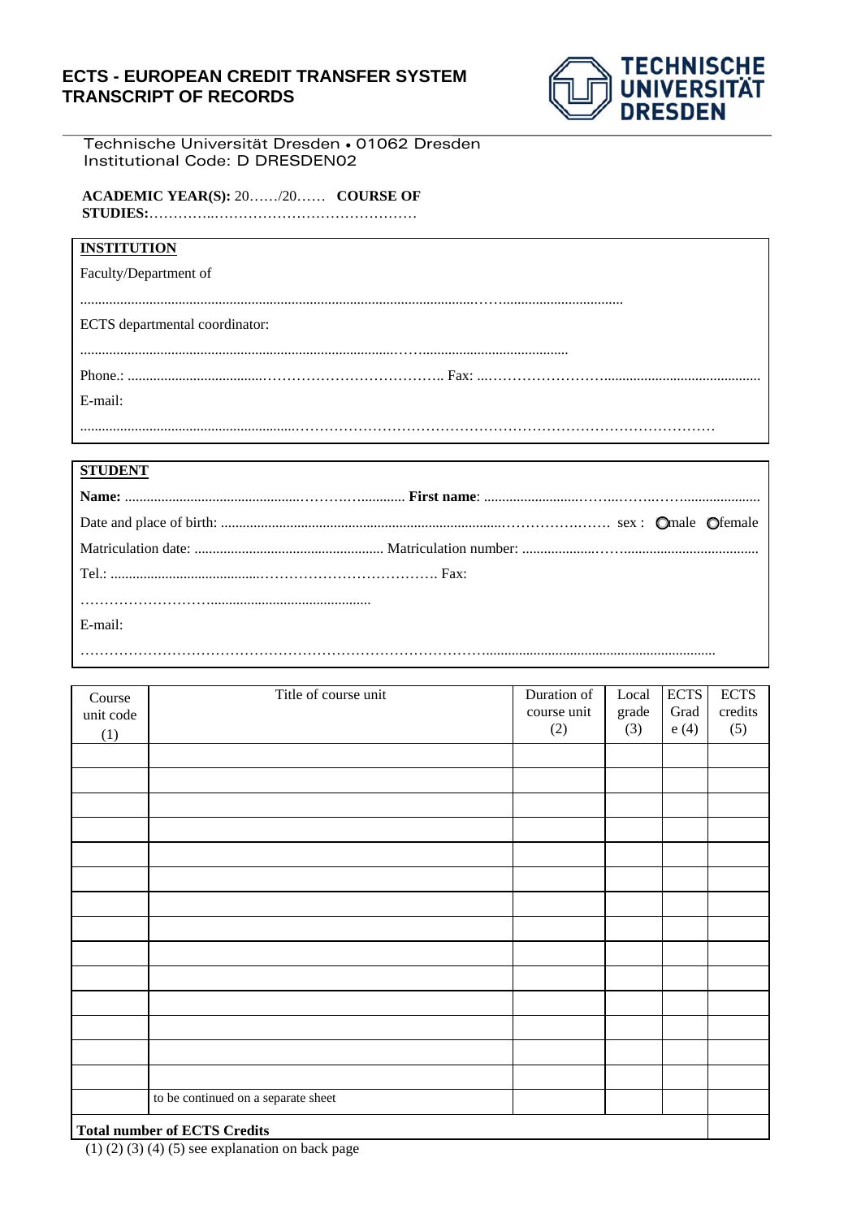# ECTS - EUROPEAN CREDIT TRANSFER SYSTEM
# TRANSCRIPT OF RECORDS

TECHNISCHE UNIVERSITÄT DRESDEN

Technische Universität Dresden • 01062 Dresden
Institutional Code: D DRESDEN02

**ACADEMIC YEAR(S):** 20……/20…… **COURSE OF STUDIES:**…………..……………………………………

**INSTITUTION**

Faculty/Department of

……………………………………………………………………………………………………

ECTS departmental coordinator:

……………………………………………………………………………………………

Phone.: ……………………………………………………………… Fax: …………………………………………………………

E-mail:

……………………………………………………………………………………………………………………

**STUDENT**

**Name:** ……………………………………………… **First name**: ……………………………………………………

Date and place of birth: ……………………………………………………………………………… sex : ○male ○female

Matriculation date: …………………………………… Matriculation number: ………………………………………………

Tel.: ……………………………………………………………… Fax:

…………………………………………………………

E-mail:

……………………………………………………………………………………………………………………

| Course unit code (1) | Title of course unit | Duration of course unit (2) | Local grade (3) | ECTS Grade (4) | ECTS credits (5) |
|---|---|---|---|---|---|
| | | | | | |
| | | | | | |
| | | | | | |
| | | | | | |
| | | | | | |
| | | | | | |
| | | | | | |
| | | | | | |
| | | | | | |
| | | | | | |
| | | | | | |
| | | | | | |
| | | | | | |
| | | | | | |
| | to be continued on a separate sheet | | | | |
| **Total number of ECTS Credits** | | | | | |

(1) (2) (3) (4) (5) see explanation on back page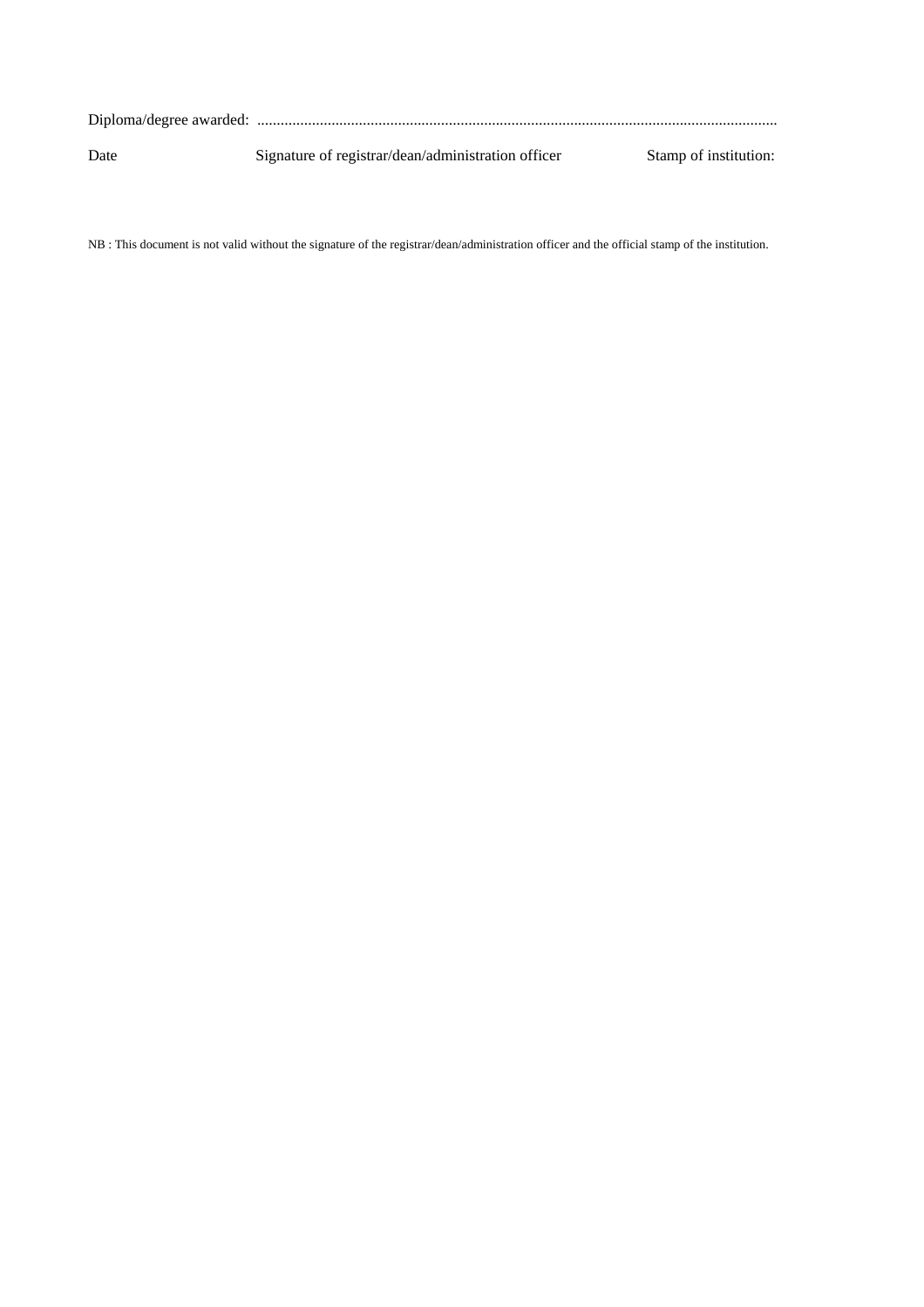Diploma/degree awarded: ....................................................................................................................................

Date | Signature of registrar/dean/administration officer | Stamp of institution:

NB : This document is not valid without the signature of the registrar/dean/administration officer and the official stamp of the institution.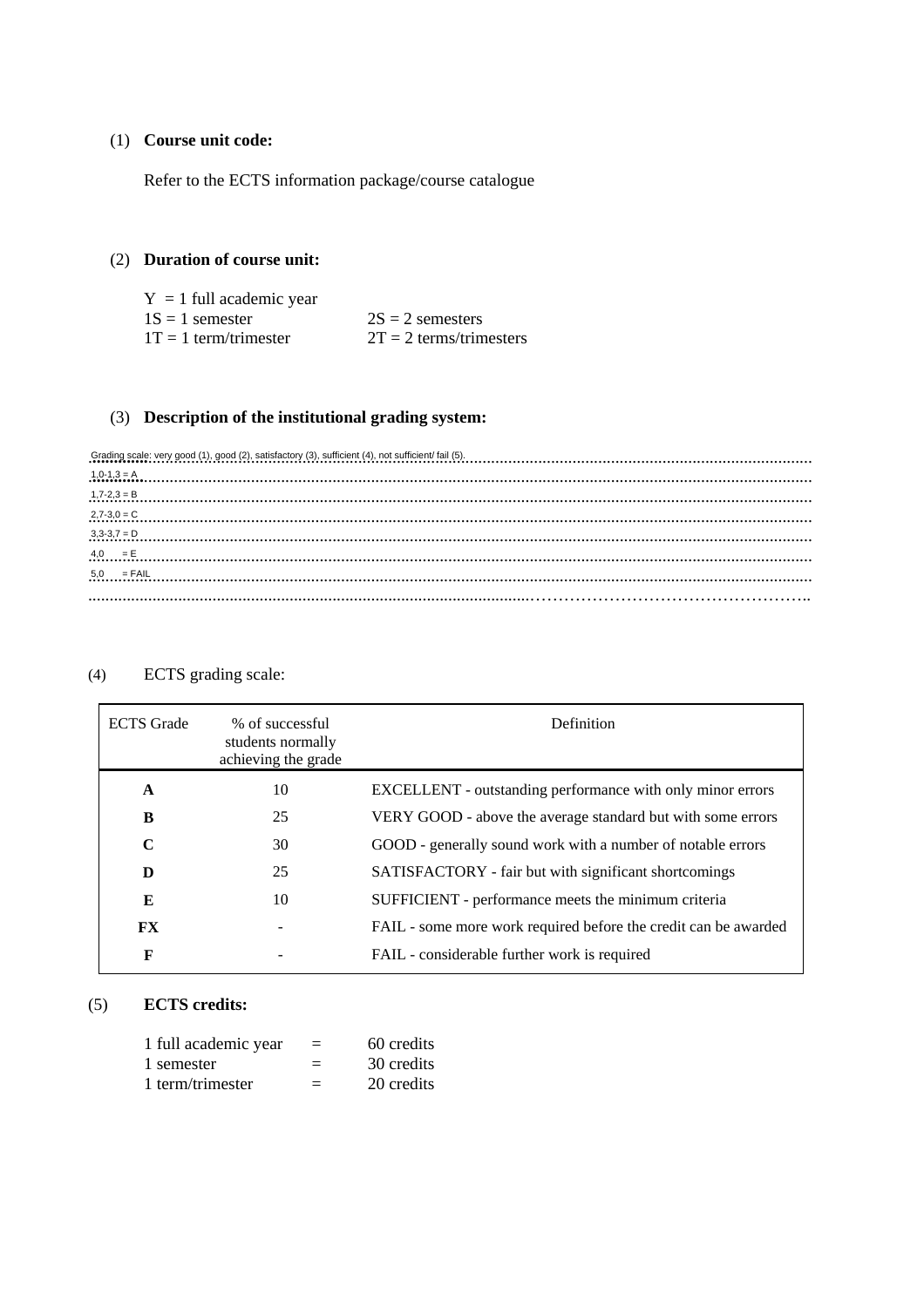(1) **Course unit code:**

Refer to the ECTS information package/course catalogue

(2) **Duration of course unit:**

Y = 1 full academic year
1S = 1 semester    2S = 2 semesters
1T = 1 term/trimester    2T = 2 terms/trimesters

(3) **Description of the institutional grading system:**

Grading scale: very good (1), good (2), satisfactory (3), sufficient (4), not sufficient/ fail (5).
1,0-1,3 = A
1,7-2,3 = B
2,7-3,0 = C
3,3-3,7 = D
4,0 = E
5,0 = FAIL

(4) ECTS grading scale:

| ECTS Grade | % of successful students normally achieving the grade | Definition |
|---|---|---|
| **A** | 10 | EXCELLENT - outstanding performance with only minor errors |
| **B** | 25 | VERY GOOD - above the average standard but with some errors |
| **C** | 30 | GOOD - generally sound work with a number of notable errors |
| **D** | 25 | SATISFACTORY - fair but with significant shortcomings |
| **E** | 10 | SUFFICIENT - performance meets the minimum criteria |
| **FX** | - | FAIL - some more work required before the credit can be awarded |
| **F** | - | FAIL - considerable further work is required |

(5) **ECTS credits:**

1 full academic year = 60 credits
1 semester = 30 credits
1 term/trimester = 20 credits